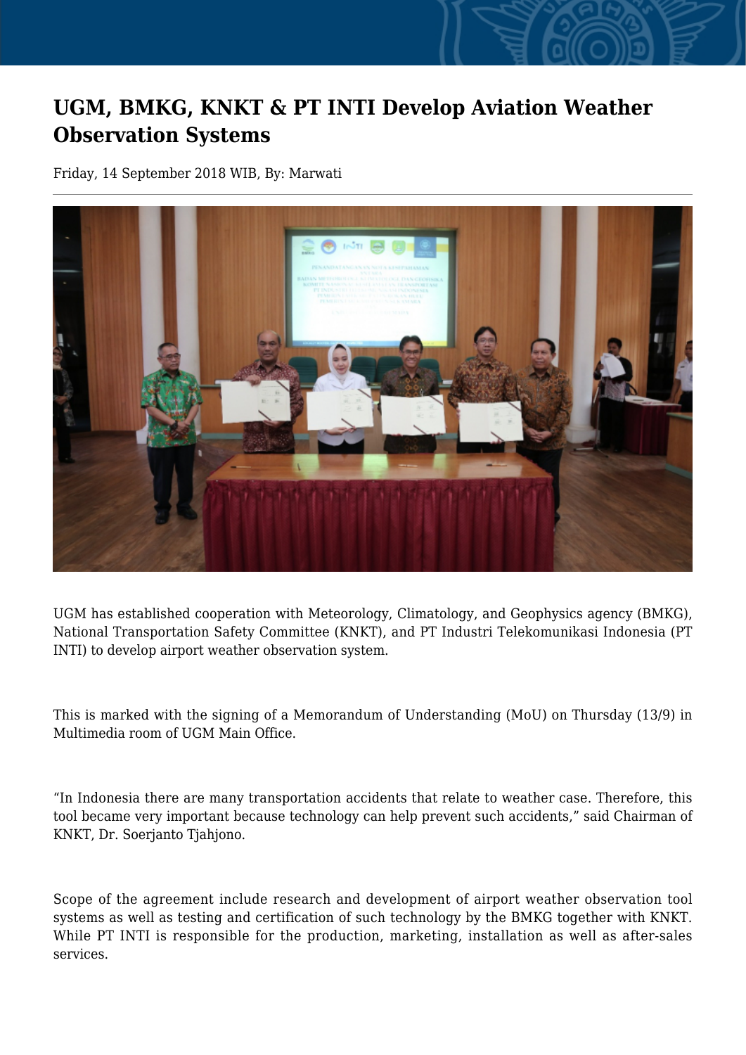# UGM, BMKG, KNKT & PT INTI Develop Aviation Weather Observation Systems

Friday, 14 September 2018 WIB, By: Marwati

UGM has established cooperation with Meteorology, Climatology, and Geophysics agency (BMKG), National Transportation Safety Committee (KNKT), and PT Industri Telekomunikasi Indonesia (PT INTI) to develop airport weather observation system.

This is marked with the signing of a Memorandum of Understanding (MoU) on Thursday (13/9) in Multimedia room of UGM Main Office.

"In Indonesia there are many transportation accidents that relate to weather case. Therefore, this tool became very important because technology can help prevent such accidents," said Chairman of KNKT, Dr. Soerjanto Tjahjono.

Scope of the agreement include research and development of airport weather observation tool systems as well as testing and certification of such technology by the BMKG together with KNKT. While PT INTI is responsible for the production, marketing, installation as well as after-sales services.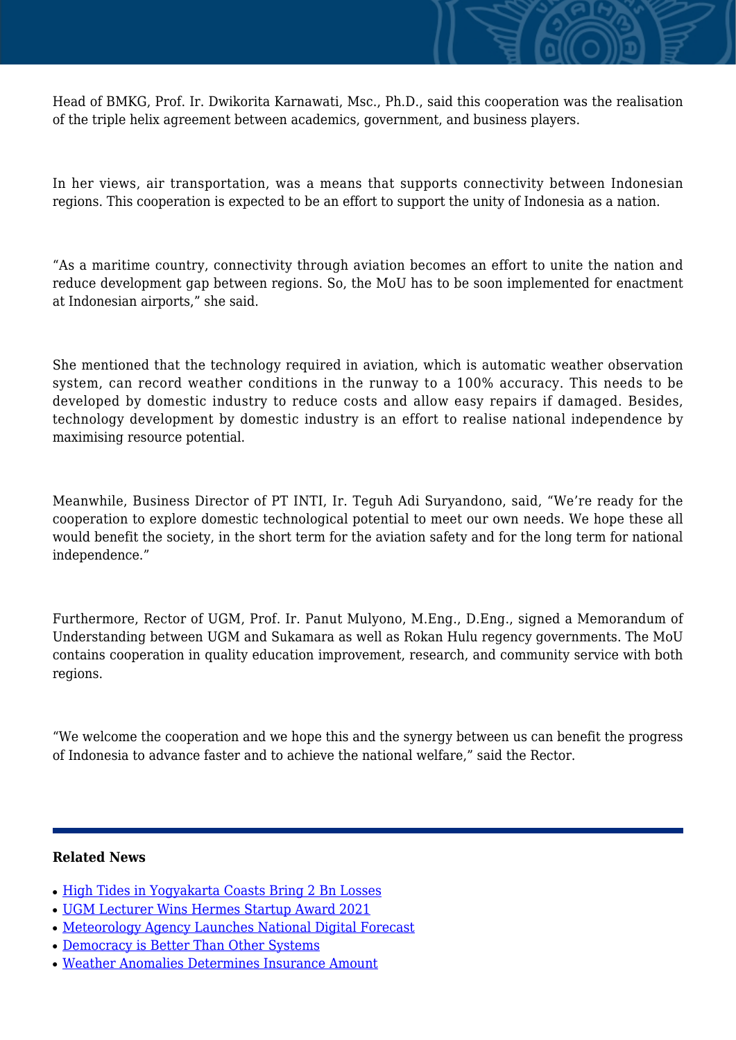Head of BMKG, Prof. Ir. Dwikorita Karnawati, Msc., Ph.D., said this cooperation was the realisation of the triple helix agreement between academics, government, and business players.

In her views, air transportation, was a means that supports connectivity between Indonesian regions. This cooperation is expected to be an effort to support the unity of Indonesia as a nation.

"As a maritime country, connectivity through aviation becomes an effort to unite the nation and reduce development gap between regions. So, the MoU has to be soon implemented for enactment at Indonesian airports," she said.

She mentioned that the technology required in aviation, which is automatic weather observation system, can record weather conditions in the runway to a 100% accuracy. This needs to be developed by domestic industry to reduce costs and allow easy repairs if damaged. Besides, technology development by domestic industry is an effort to realise national independence by maximising resource potential.

Meanwhile, Business Director of PT INTI, Ir. Teguh Adi Suryandono, said, "We're ready for the cooperation to explore domestic technological potential to meet our own needs. We hope these all would benefit the society, in the short term for the aviation safety and for the long term for national independence."

Furthermore, Rector of UGM, Prof. Ir. Panut Mulyono, M.Eng., D.Eng., signed a Memorandum of Understanding between UGM and Sukamara as well as Rokan Hulu regency governments. The MoU contains cooperation in quality education improvement, research, and community service with both regions.

"We welcome the cooperation and we hope this and the synergy between us can benefit the progress of Indonesia to advance faster and to achieve the national welfare," said the Rector.

---

**Related News**

- High Tides in Yogyakarta Coasts Bring 2 Bn Losses
- UGM Lecturer Wins Hermes Startup Award 2021
- Meteorology Agency Launches National Digital Forecast
- Democracy is Better Than Other Systems
- Weather Anomalies Determines Insurance Amount